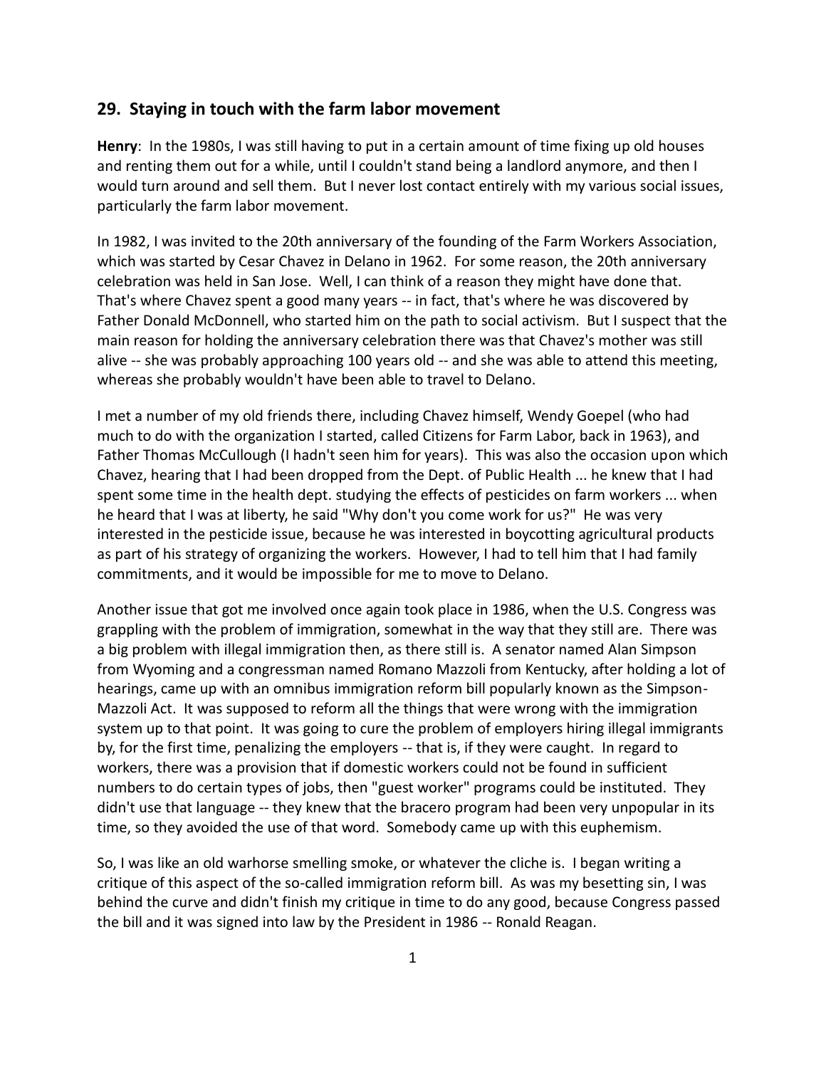## 29. Staying in touch with the farm labor movement

**Henry**: In the 1980s, I was still having to put in a certain amount of time fixing up old houses and renting them out for a while, until I couldn't stand being a landlord anymore, and then I would turn around and sell them. But I never lost contact entirely with my various social issues, particularly the farm labor movement.

In 1982, I was invited to the 20th anniversary of the founding of the Farm Workers Association, which was started by Cesar Chavez in Delano in 1962. For some reason, the 20th anniversary celebration was held in San Jose. Well, I can think of a reason they might have done that. That's where Chavez spent a good many years -- in fact, that's where he was discovered by Father Donald McDonnell, who started him on the path to social activism. But I suspect that the main reason for holding the anniversary celebration there was that Chavez's mother was still alive -- she was probably approaching 100 years old -- and she was able to attend this meeting, whereas she probably wouldn't have been able to travel to Delano.

I met a number of my old friends there, including Chavez himself, Wendy Goepel (who had much to do with the organization I started, called Citizens for Farm Labor, back in 1963), and Father Thomas McCullough (I hadn't seen him for years). This was also the occasion upon which Chavez, hearing that I had been dropped from the Dept. of Public Health ... he knew that I had spent some time in the health dept. studying the effects of pesticides on farm workers ... when he heard that I was at liberty, he said "Why don't you come work for us?" He was very interested in the pesticide issue, because he was interested in boycotting agricultural products as part of his strategy of organizing the workers. However, I had to tell him that I had family commitments, and it would be impossible for me to move to Delano.

Another issue that got me involved once again took place in 1986, when the U.S. Congress was grappling with the problem of immigration, somewhat in the way that they still are. There was a big problem with illegal immigration then, as there still is. A senator named Alan Simpson from Wyoming and a congressman named Romano Mazzoli from Kentucky, after holding a lot of hearings, came up with an omnibus immigration reform bill popularly known as the Simpson-Mazzoli Act. It was supposed to reform all the things that were wrong with the immigration system up to that point. It was going to cure the problem of employers hiring illegal immigrants by, for the first time, penalizing the employers -- that is, if they were caught. In regard to workers, there was a provision that if domestic workers could not be found in sufficient numbers to do certain types of jobs, then "guest worker" programs could be instituted. They didn't use that language -- they knew that the bracero program had been very unpopular in its time, so they avoided the use of that word. Somebody came up with this euphemism.

So, I was like an old warhorse smelling smoke, or whatever the cliche is. I began writing a critique of this aspect of the so-called immigration reform bill. As was my besetting sin, I was behind the curve and didn't finish my critique in time to do any good, because Congress passed the bill and it was signed into law by the President in 1986 -- Ronald Reagan.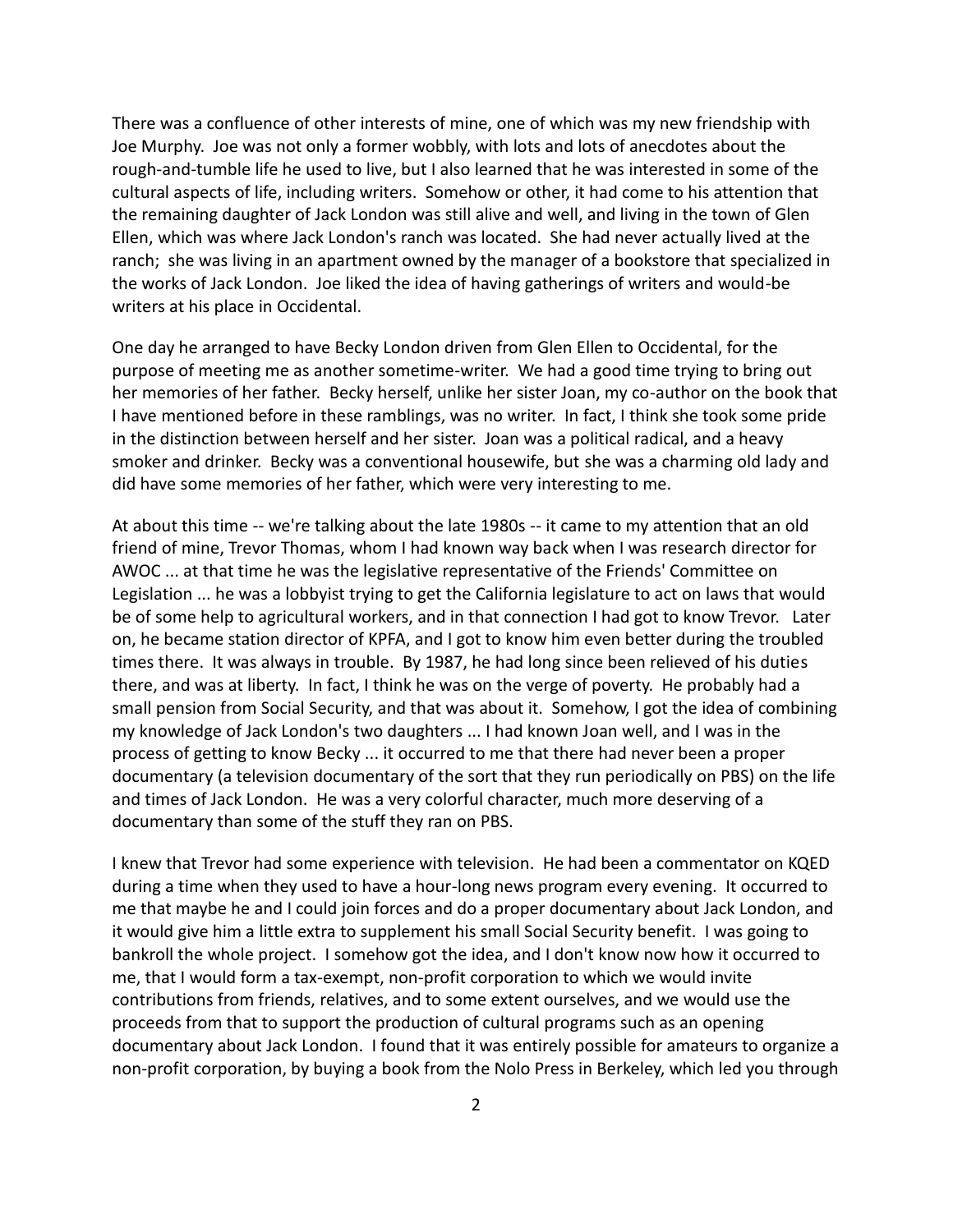There was a confluence of other interests of mine, one of which was my new friendship with Joe Murphy. Joe was not only a former wobbly, with lots and lots of anecdotes about the rough-and-tumble life he used to live, but I also learned that he was interested in some of the cultural aspects of life, including writers. Somehow or other, it had come to his attention that the remaining daughter of Jack London was still alive and well, and living in the town of Glen Ellen, which was where Jack London's ranch was located. She had never actually lived at the ranch; she was living in an apartment owned by the manager of a bookstore that specialized in the works of Jack London. Joe liked the idea of having gatherings of writers and would-be writers at his place in Occidental.

One day he arranged to have Becky London driven from Glen Ellen to Occidental, for the purpose of meeting me as another sometime-writer. We had a good time trying to bring out her memories of her father. Becky herself, unlike her sister Joan, my co-author on the book that I have mentioned before in these ramblings, was no writer. In fact, I think she took some pride in the distinction between herself and her sister. Joan was a political radical, and a heavy smoker and drinker. Becky was a conventional housewife, but she was a charming old lady and did have some memories of her father, which were very interesting to me.

At about this time -- we're talking about the late 1980s -- it came to my attention that an old friend of mine, Trevor Thomas, whom I had known way back when I was research director for AWOC ... at that time he was the legislative representative of the Friends' Committee on Legislation ... he was a lobbyist trying to get the California legislature to act on laws that would be of some help to agricultural workers, and in that connection I had got to know Trevor. Later on, he became station director of KPFA, and I got to know him even better during the troubled times there. It was always in trouble. By 1987, he had long since been relieved of his duties there, and was at liberty. In fact, I think he was on the verge of poverty. He probably had a small pension from Social Security, and that was about it. Somehow, I got the idea of combining my knowledge of Jack London's two daughters ... I had known Joan well, and I was in the process of getting to know Becky ... it occurred to me that there had never been a proper documentary (a television documentary of the sort that they run periodically on PBS) on the life and times of Jack London. He was a very colorful character, much more deserving of a documentary than some of the stuff they ran on PBS.

I knew that Trevor had some experience with television. He had been a commentator on KQED during a time when they used to have a hour-long news program every evening. It occurred to me that maybe he and I could join forces and do a proper documentary about Jack London, and it would give him a little extra to supplement his small Social Security benefit. I was going to bankroll the whole project. I somehow got the idea, and I don't know now how it occurred to me, that I would form a tax-exempt, non-profit corporation to which we would invite contributions from friends, relatives, and to some extent ourselves, and we would use the proceeds from that to support the production of cultural programs such as an opening documentary about Jack London. I found that it was entirely possible for amateurs to organize a non-profit corporation, by buying a book from the Nolo Press in Berkeley, which led you through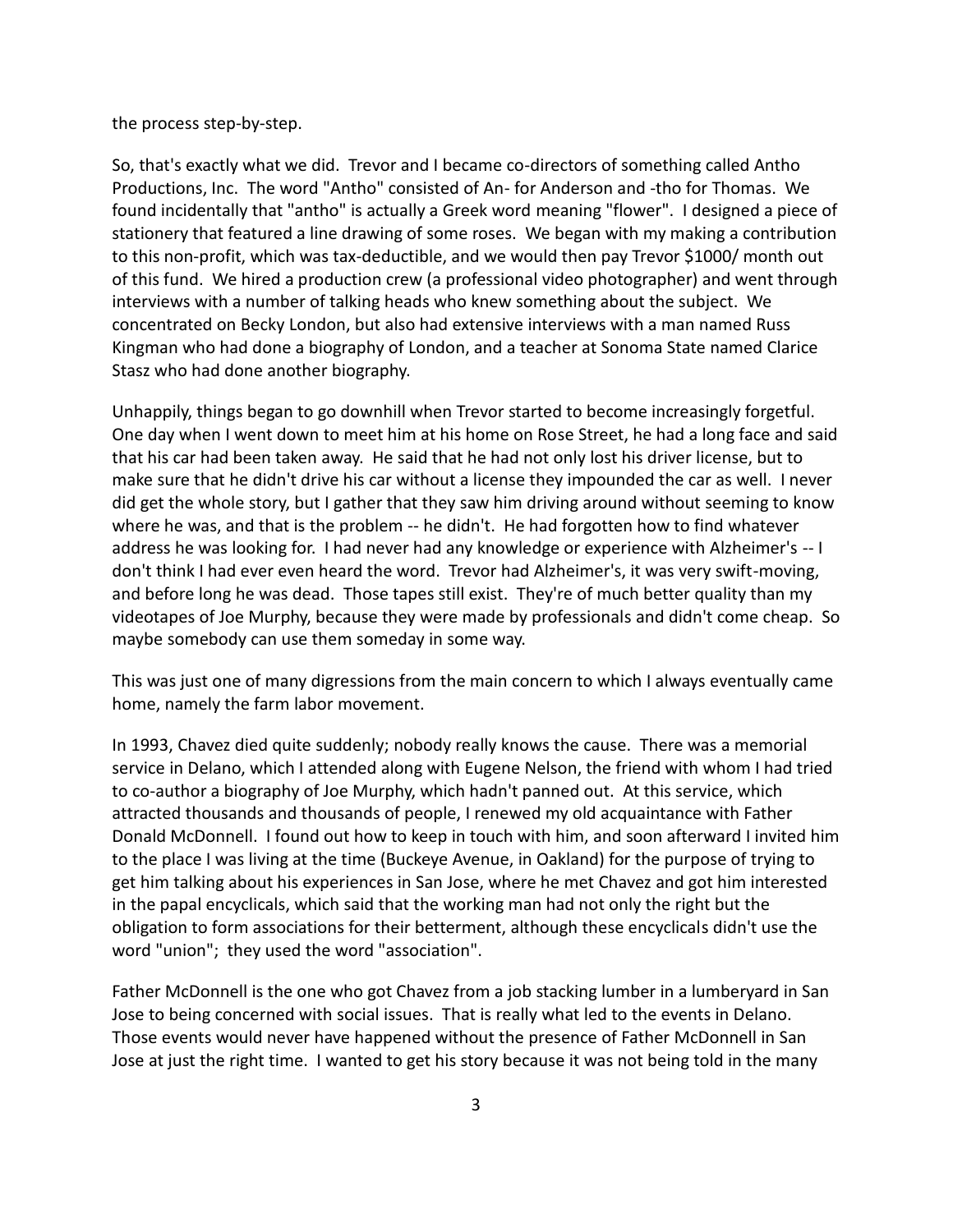the process step-by-step.

So, that's exactly what we did. Trevor and I became co-directors of something called Antho Productions, Inc. The word "Antho" consisted of An- for Anderson and -tho for Thomas. We found incidentally that "antho" is actually a Greek word meaning "flower". I designed a piece of stationery that featured a line drawing of some roses. We began with my making a contribution to this non-profit, which was tax-deductible, and we would then pay Trevor $1000/ month out of this fund. We hired a production crew (a professional video photographer) and went through interviews with a number of talking heads who knew something about the subject. We concentrated on Becky London, but also had extensive interviews with a man named Russ Kingman who had done a biography of London, and a teacher at Sonoma State named Clarice Stasz who had done another biography.

Unhappily, things began to go downhill when Trevor started to become increasingly forgetful. One day when I went down to meet him at his home on Rose Street, he had a long face and said that his car had been taken away. He said that he had not only lost his driver license, but to make sure that he didn't drive his car without a license they impounded the car as well. I never did get the whole story, but I gather that they saw him driving around without seeming to know where he was, and that is the problem -- he didn't. He had forgotten how to find whatever address he was looking for. I had never had any knowledge or experience with Alzheimer's -- I don't think I had ever even heard the word. Trevor had Alzheimer's, it was very swift-moving, and before long he was dead. Those tapes still exist. They're of much better quality than my videotapes of Joe Murphy, because they were made by professionals and didn't come cheap. So maybe somebody can use them someday in some way.

This was just one of many digressions from the main concern to which I always eventually came home, namely the farm labor movement.

In 1993, Chavez died quite suddenly; nobody really knows the cause. There was a memorial service in Delano, which I attended along with Eugene Nelson, the friend with whom I had tried to co-author a biography of Joe Murphy, which hadn't panned out. At this service, which attracted thousands and thousands of people, I renewed my old acquaintance with Father Donald McDonnell. I found out how to keep in touch with him, and soon afterward I invited him to the place I was living at the time (Buckeye Avenue, in Oakland) for the purpose of trying to get him talking about his experiences in San Jose, where he met Chavez and got him interested in the papal encyclicals, which said that the working man had not only the right but the obligation to form associations for their betterment, although these encyclicals didn't use the word "union"; they used the word "association".

Father McDonnell is the one who got Chavez from a job stacking lumber in a lumberyard in San Jose to being concerned with social issues. That is really what led to the events in Delano. Those events would never have happened without the presence of Father McDonnell in San Jose at just the right time. I wanted to get his story because it was not being told in the many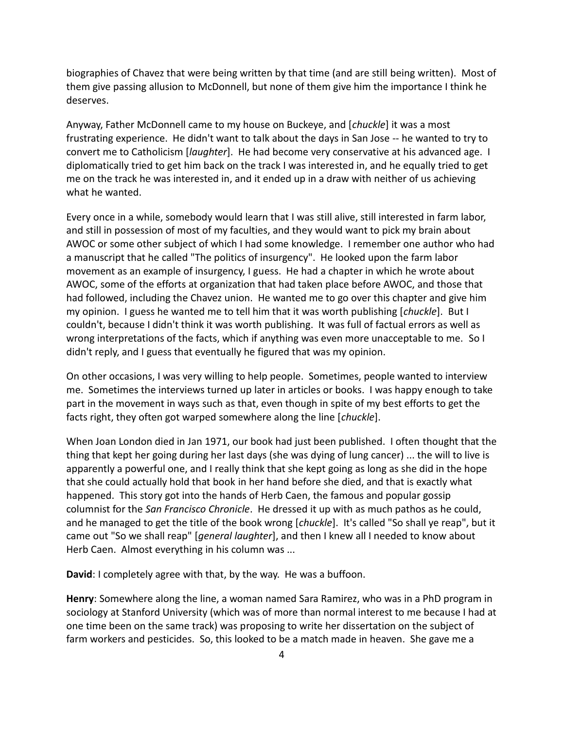biographies of Chavez that were being written by that time (and are still being written). Most of them give passing allusion to McDonnell, but none of them give him the importance I think he deserves.

Anyway, Father McDonnell came to my house on Buckeye, and [*chuckle*] it was a most frustrating experience. He didn't want to talk about the days in San Jose -- he wanted to try to convert me to Catholicism [*laughter*]. He had become very conservative at his advanced age. I diplomatically tried to get him back on the track I was interested in, and he equally tried to get me on the track he was interested in, and it ended up in a draw with neither of us achieving what he wanted.

Every once in a while, somebody would learn that I was still alive, still interested in farm labor, and still in possession of most of my faculties, and they would want to pick my brain about AWOC or some other subject of which I had some knowledge. I remember one author who had a manuscript that he called "The politics of insurgency". He looked upon the farm labor movement as an example of insurgency, I guess. He had a chapter in which he wrote about AWOC, some of the efforts at organization that had taken place before AWOC, and those that had followed, including the Chavez union. He wanted me to go over this chapter and give him my opinion. I guess he wanted me to tell him that it was worth publishing [*chuckle*]. But I couldn't, because I didn't think it was worth publishing. It was full of factual errors as well as wrong interpretations of the facts, which if anything was even more unacceptable to me. So I didn't reply, and I guess that eventually he figured that was my opinion.

On other occasions, I was very willing to help people. Sometimes, people wanted to interview me. Sometimes the interviews turned up later in articles or books. I was happy enough to take part in the movement in ways such as that, even though in spite of my best efforts to get the facts right, they often got warped somewhere along the line [*chuckle*].

When Joan London died in Jan 1971, our book had just been published. I often thought that the thing that kept her going during her last days (she was dying of lung cancer) ... the will to live is apparently a powerful one, and I really think that she kept going as long as she did in the hope that she could actually hold that book in her hand before she died, and that is exactly what happened. This story got into the hands of Herb Caen, the famous and popular gossip columnist for the *San Francisco Chronicle*. He dressed it up with as much pathos as he could, and he managed to get the title of the book wrong [*chuckle*]. It's called "So shall ye reap", but it came out "So we shall reap" [*general laughter*], and then I knew all I needed to know about Herb Caen. Almost everything in his column was ...

**David**: I completely agree with that, by the way. He was a buffoon.

**Henry**: Somewhere along the line, a woman named Sara Ramirez, who was in a PhD program in sociology at Stanford University (which was of more than normal interest to me because I had at one time been on the same track) was proposing to write her dissertation on the subject of farm workers and pesticides. So, this looked to be a match made in heaven. She gave me a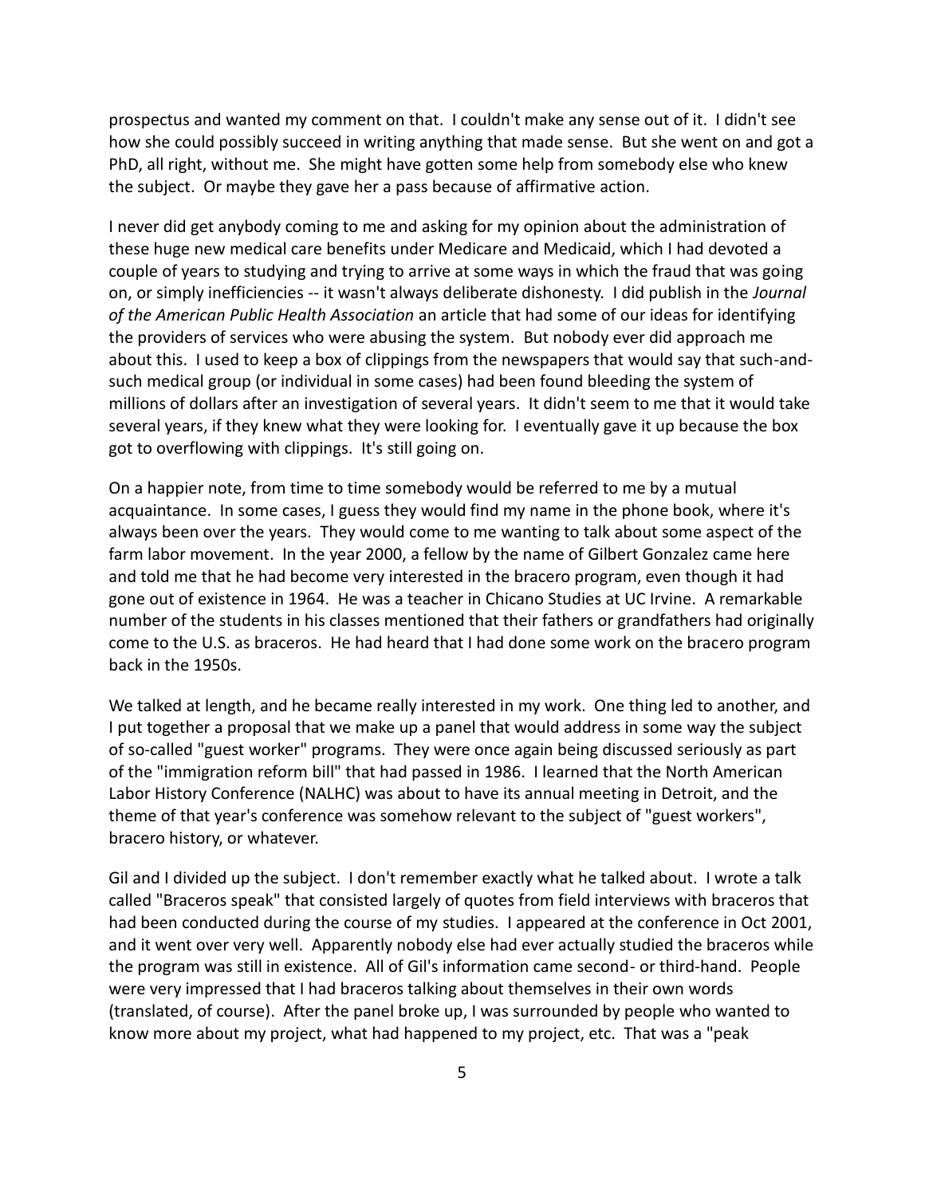prospectus and wanted my comment on that. I couldn't make any sense out of it. I didn't see how she could possibly succeed in writing anything that made sense. But she went on and got a PhD, all right, without me. She might have gotten some help from somebody else who knew the subject. Or maybe they gave her a pass because of affirmative action.

I never did get anybody coming to me and asking for my opinion about the administration of these huge new medical care benefits under Medicare and Medicaid, which I had devoted a couple of years to studying and trying to arrive at some ways in which the fraud that was going on, or simply inefficiencies -- it wasn't always deliberate dishonesty. I did publish in the *Journal of the American Public Health Association* an article that had some of our ideas for identifying the providers of services who were abusing the system. But nobody ever did approach me about this. I used to keep a box of clippings from the newspapers that would say that such-and-such medical group (or individual in some cases) had been found bleeding the system of millions of dollars after an investigation of several years. It didn't seem to me that it would take several years, if they knew what they were looking for. I eventually gave it up because the box got to overflowing with clippings. It's still going on.

On a happier note, from time to time somebody would be referred to me by a mutual acquaintance. In some cases, I guess they would find my name in the phone book, where it's always been over the years. They would come to me wanting to talk about some aspect of the farm labor movement. In the year 2000, a fellow by the name of Gilbert Gonzalez came here and told me that he had become very interested in the bracero program, even though it had gone out of existence in 1964. He was a teacher in Chicano Studies at UC Irvine. A remarkable number of the students in his classes mentioned that their fathers or grandfathers had originally come to the U.S. as braceros. He had heard that I had done some work on the bracero program back in the 1950s.

We talked at length, and he became really interested in my work. One thing led to another, and I put together a proposal that we make up a panel that would address in some way the subject of so-called "guest worker" programs. They were once again being discussed seriously as part of the "immigration reform bill" that had passed in 1986. I learned that the North American Labor History Conference (NALHC) was about to have its annual meeting in Detroit, and the theme of that year's conference was somehow relevant to the subject of "guest workers", bracero history, or whatever.

Gil and I divided up the subject. I don't remember exactly what he talked about. I wrote a talk called "Braceros speak" that consisted largely of quotes from field interviews with braceros that had been conducted during the course of my studies. I appeared at the conference in Oct 2001, and it went over very well. Apparently nobody else had ever actually studied the braceros while the program was still in existence. All of Gil's information came second- or third-hand. People were very impressed that I had braceros talking about themselves in their own words (translated, of course). After the panel broke up, I was surrounded by people who wanted to know more about my project, what had happened to my project, etc. That was a "peak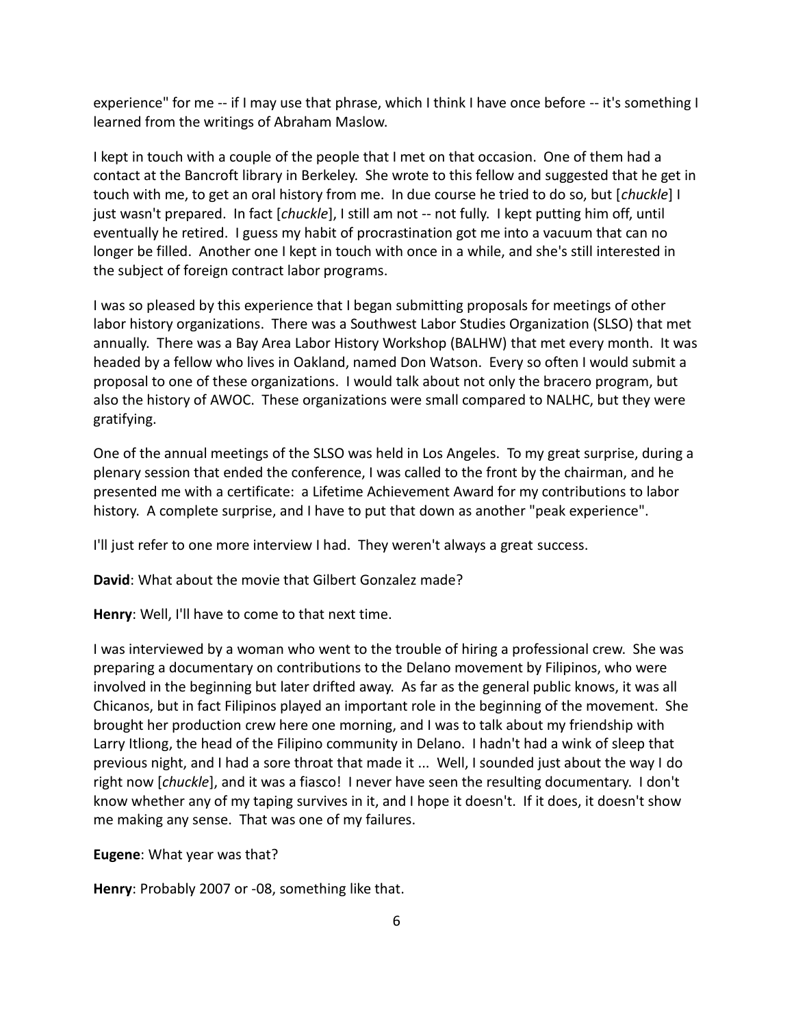experience" for me -- if I may use that phrase, which I think I have once before -- it's something I learned from the writings of Abraham Maslow.

I kept in touch with a couple of the people that I met on that occasion. One of them had a contact at the Bancroft library in Berkeley. She wrote to this fellow and suggested that he get in touch with me, to get an oral history from me. In due course he tried to do so, but [*chuckle*] I just wasn't prepared. In fact [*chuckle*], I still am not -- not fully. I kept putting him off, until eventually he retired. I guess my habit of procrastination got me into a vacuum that can no longer be filled. Another one I kept in touch with once in a while, and she's still interested in the subject of foreign contract labor programs.

I was so pleased by this experience that I began submitting proposals for meetings of other labor history organizations. There was a Southwest Labor Studies Organization (SLSO) that met annually. There was a Bay Area Labor History Workshop (BALHW) that met every month. It was headed by a fellow who lives in Oakland, named Don Watson. Every so often I would submit a proposal to one of these organizations. I would talk about not only the bracero program, but also the history of AWOC. These organizations were small compared to NALHC, but they were gratifying.

One of the annual meetings of the SLSO was held in Los Angeles. To my great surprise, during a plenary session that ended the conference, I was called to the front by the chairman, and he presented me with a certificate: a Lifetime Achievement Award for my contributions to labor history. A complete surprise, and I have to put that down as another "peak experience".

I'll just refer to one more interview I had. They weren't always a great success.

**David**: What about the movie that Gilbert Gonzalez made?

**Henry**: Well, I'll have to come to that next time.

I was interviewed by a woman who went to the trouble of hiring a professional crew. She was preparing a documentary on contributions to the Delano movement by Filipinos, who were involved in the beginning but later drifted away. As far as the general public knows, it was all Chicanos, but in fact Filipinos played an important role in the beginning of the movement. She brought her production crew here one morning, and I was to talk about my friendship with Larry Itliong, the head of the Filipino community in Delano. I hadn't had a wink of sleep that previous night, and I had a sore throat that made it ... Well, I sounded just about the way I do right now [*chuckle*], and it was a fiasco! I never have seen the resulting documentary. I don't know whether any of my taping survives in it, and I hope it doesn't. If it does, it doesn't show me making any sense. That was one of my failures.

**Eugene**: What year was that?

**Henry**: Probably 2007 or -08, something like that.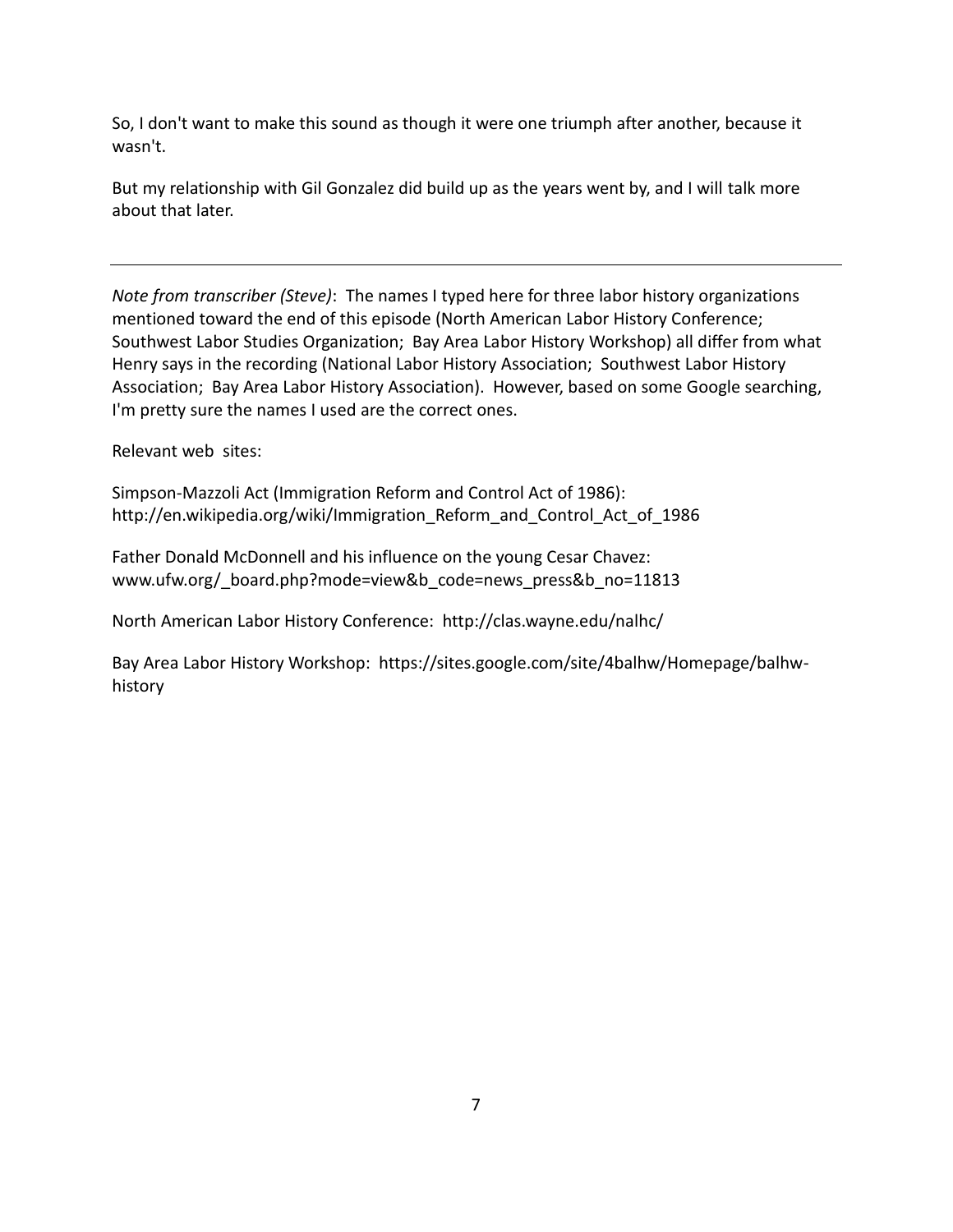So, I don't want to make this sound as though it were one triumph after another, because it wasn't.

But my relationship with Gil Gonzalez did build up as the years went by, and I will talk more about that later.

---

*Note from transcriber (Steve)*: The names I typed here for three labor history organizations mentioned toward the end of this episode (North American Labor History Conference; Southwest Labor Studies Organization; Bay Area Labor History Workshop) all differ from what Henry says in the recording (National Labor History Association; Southwest Labor History Association; Bay Area Labor History Association). However, based on some Google searching, I'm pretty sure the names I used are the correct ones.

Relevant web sites:

Simpson-Mazzoli Act (Immigration Reform and Control Act of 1986):
http://en.wikipedia.org/wiki/Immigration_Reform_and_Control_Act_of_1986

Father Donald McDonnell and his influence on the young Cesar Chavez:
www.ufw.org/_board.php?mode=view&b_code=news_press&b_no=11813

North American Labor History Conference: http://clas.wayne.edu/nalhc/

Bay Area Labor History Workshop: https://sites.google.com/site/4balhw/Homepage/balhw-history